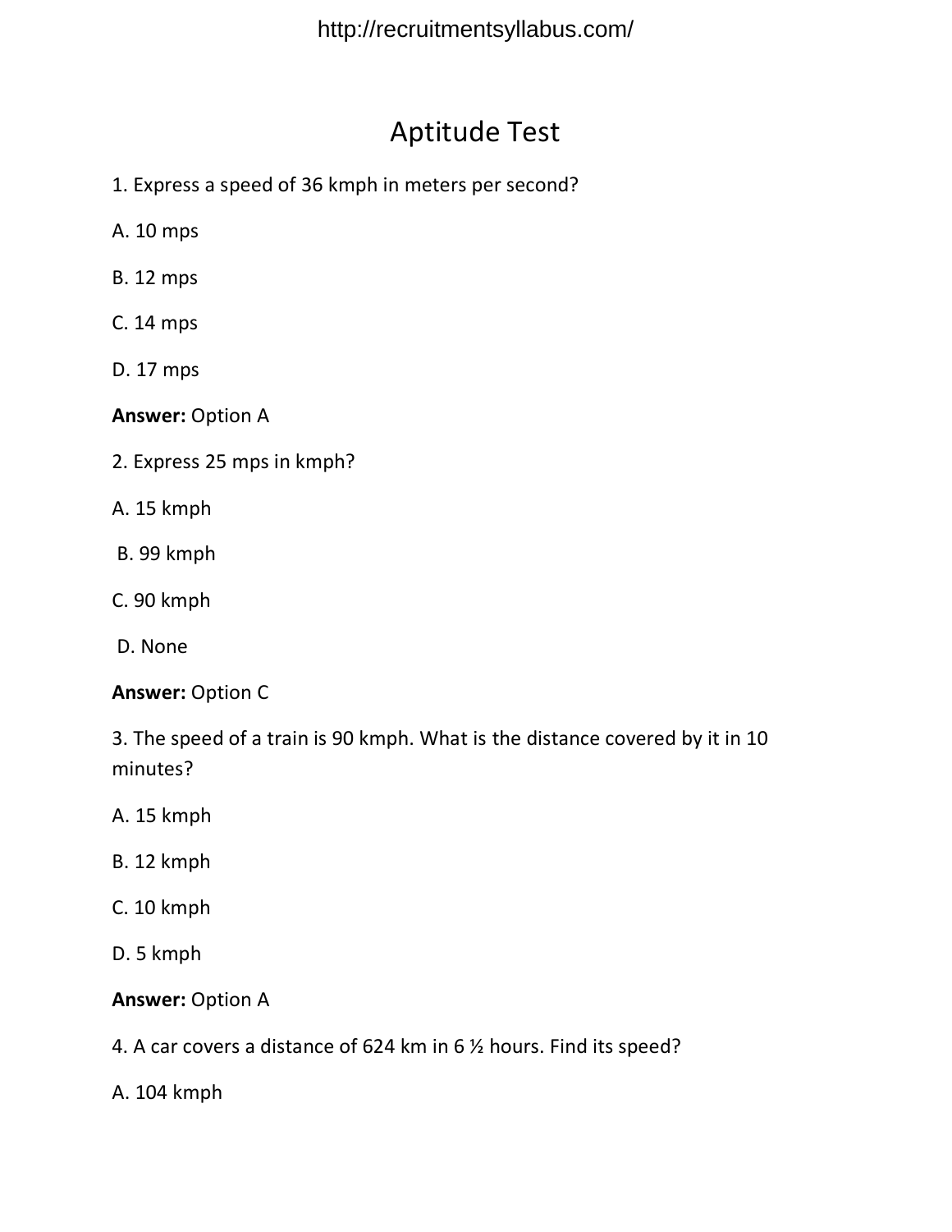# Aptitude Test

1. Express a speed of 36 kmph in meters per second?

A. 10 mps

B. 12 mps

C. 14 mps

D. 17 mps

**Answer:** Option A

2. Express 25 mps in kmph?

A. 15 kmph

B. 99 kmph

C. 90 kmph

D. None

**Answer:** Option C

3. The speed of a train is 90 kmph. What is the distance covered by it in 10 minutes?

A. 15 kmph

B. 12 kmph

C. 10 kmph

D. 5 kmph

**Answer:** Option A

4. A car covers a distance of 624 km in 6 ½ hours. Find its speed?

A. 104 kmph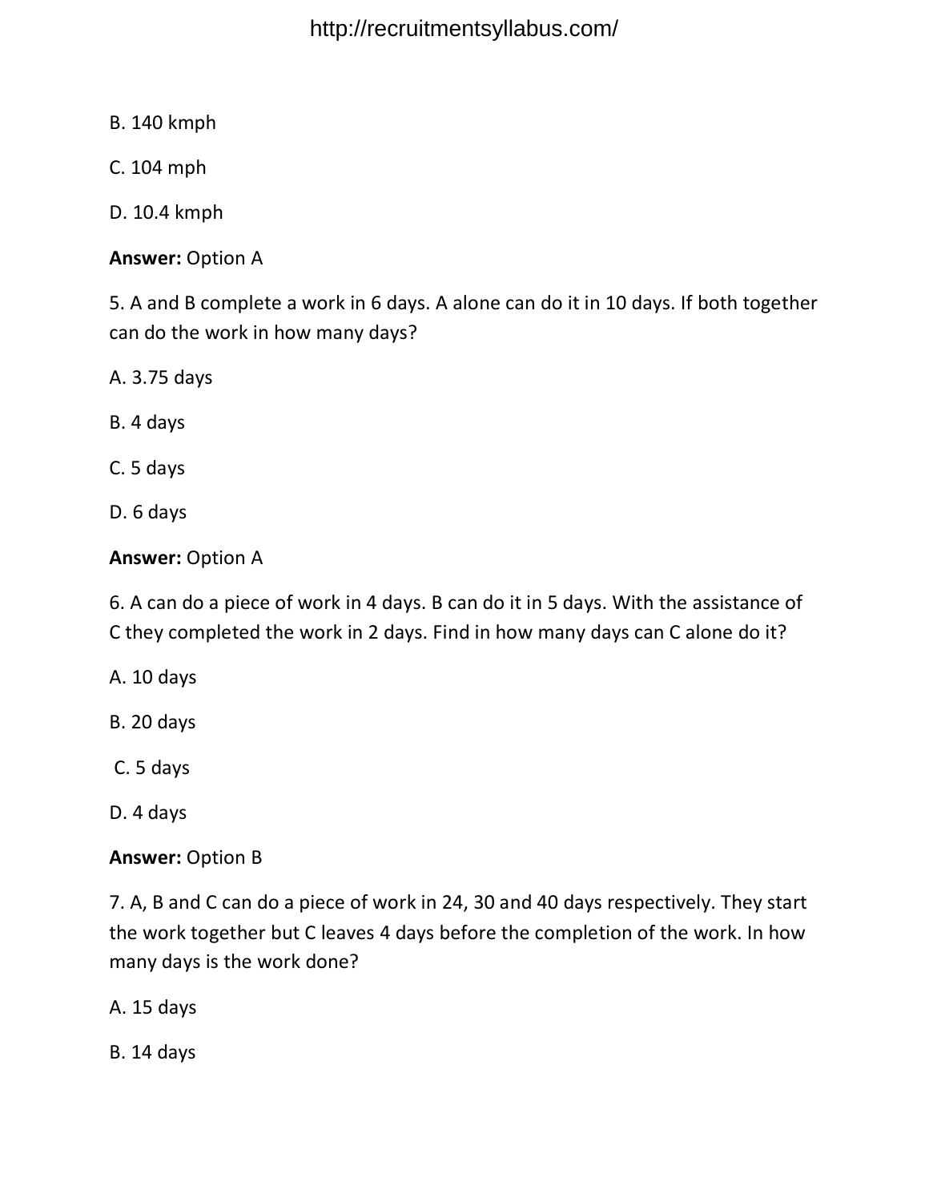B. 140 kmph

C. 104 mph

D. 10.4 kmph

**Answer:** Option A

5. A and B complete a work in 6 days. A alone can do it in 10 days. If both together can do the work in how many days?

A. 3.75 days

B. 4 days

C. 5 days

D. 6 days

**Answer:** Option A

6. A can do a piece of work in 4 days. B can do it in 5 days. With the assistance of C they completed the work in 2 days. Find in how many days can C alone do it?

A. 10 days

B. 20 days

C. 5 days

D. 4 days

**Answer:** Option B

7. A, B and C can do a piece of work in 24, 30 and 40 days respectively. They start the work together but C leaves 4 days before the completion of the work. In how many days is the work done?

A. 15 days

B. 14 days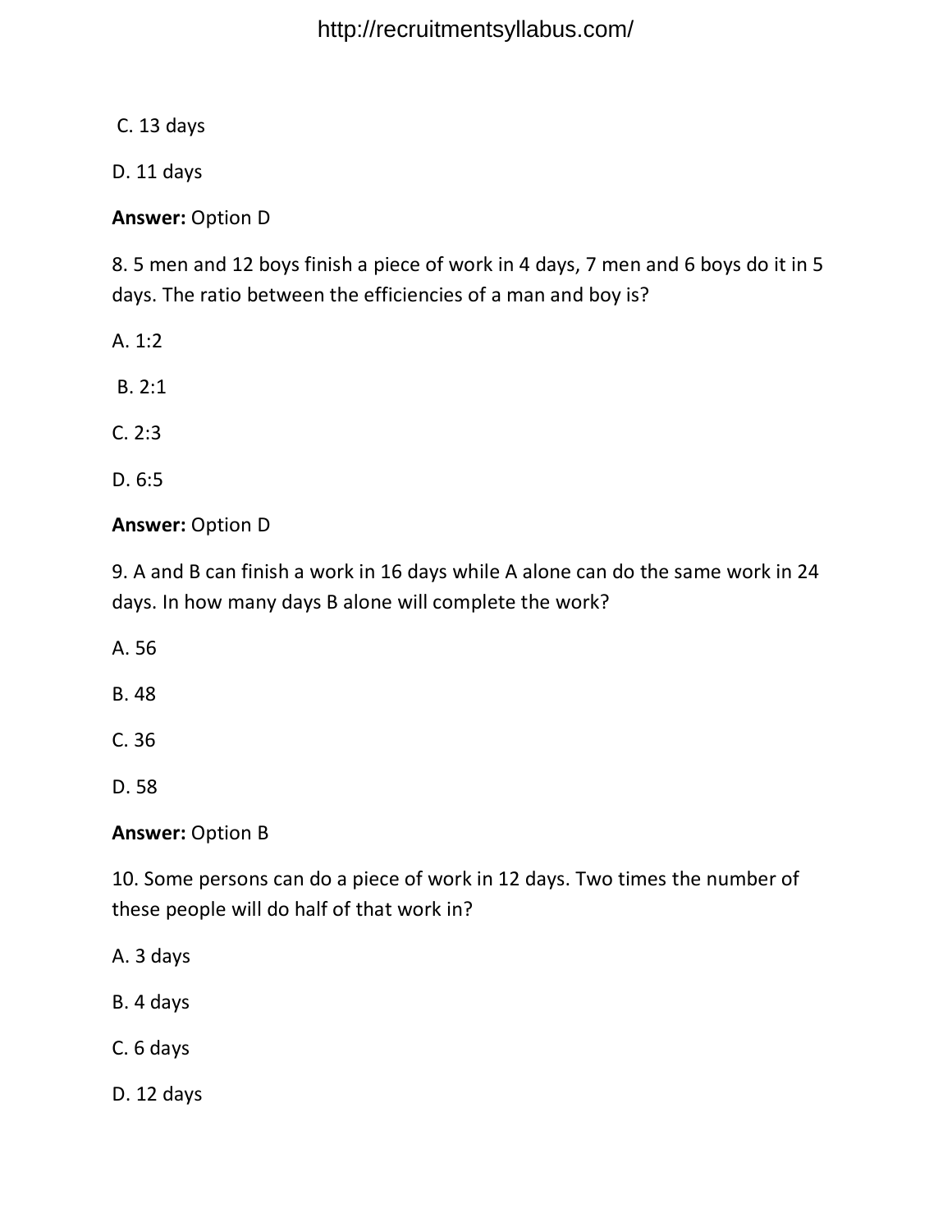C. 13 days

D. 11 days

**Answer:** Option D

8. 5 men and 12 boys finish a piece of work in 4 days, 7 men and 6 boys do it in 5 days. The ratio between the efficiencies of a man and boy is?

A. 1:2

B. 2:1

C. 2:3

D. 6:5

**Answer:** Option D

9. A and B can finish a work in 16 days while A alone can do the same work in 24 days. In how many days B alone will complete the work?

A. 56

B. 48

C. 36

D. 58

**Answer:** Option B

10. Some persons can do a piece of work in 12 days. Two times the number of these people will do half of that work in?

A. 3 days

B. 4 days

C. 6 days

D. 12 days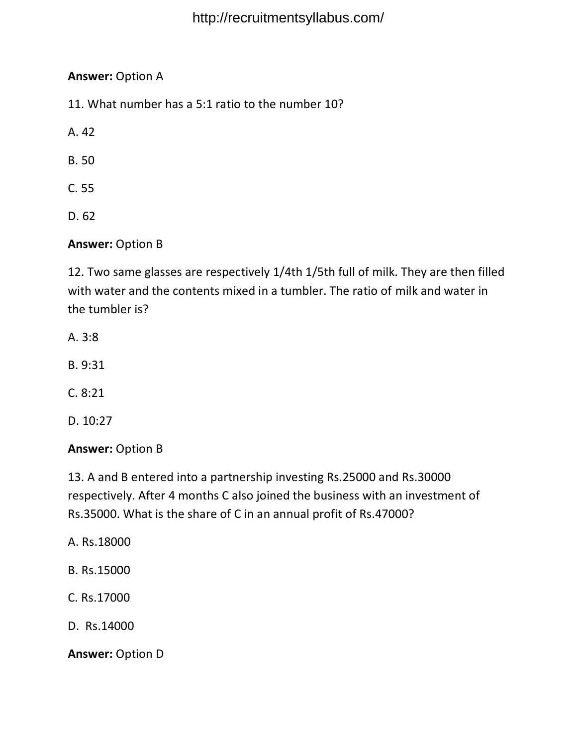**Answer:** Option A

11. What number has a 5:1 ratio to the number 10?

A. 42

B. 50

C. 55

D. 62

**Answer:** Option B

12. Two same glasses are respectively 1/4th 1/5th full of milk. They are then filled with water and the contents mixed in a tumbler. The ratio of milk and water in the tumbler is?

A. 3:8

B. 9:31

C. 8:21

D. 10:27

**Answer:** Option B

13. A and B entered into a partnership investing Rs.25000 and Rs.30000 respectively. After 4 months C also joined the business with an investment of Rs.35000. What is the share of C in an annual profit of Rs.47000?

A. Rs.18000

B. Rs.15000

C. Rs.17000

D. Rs.14000

**Answer:** Option D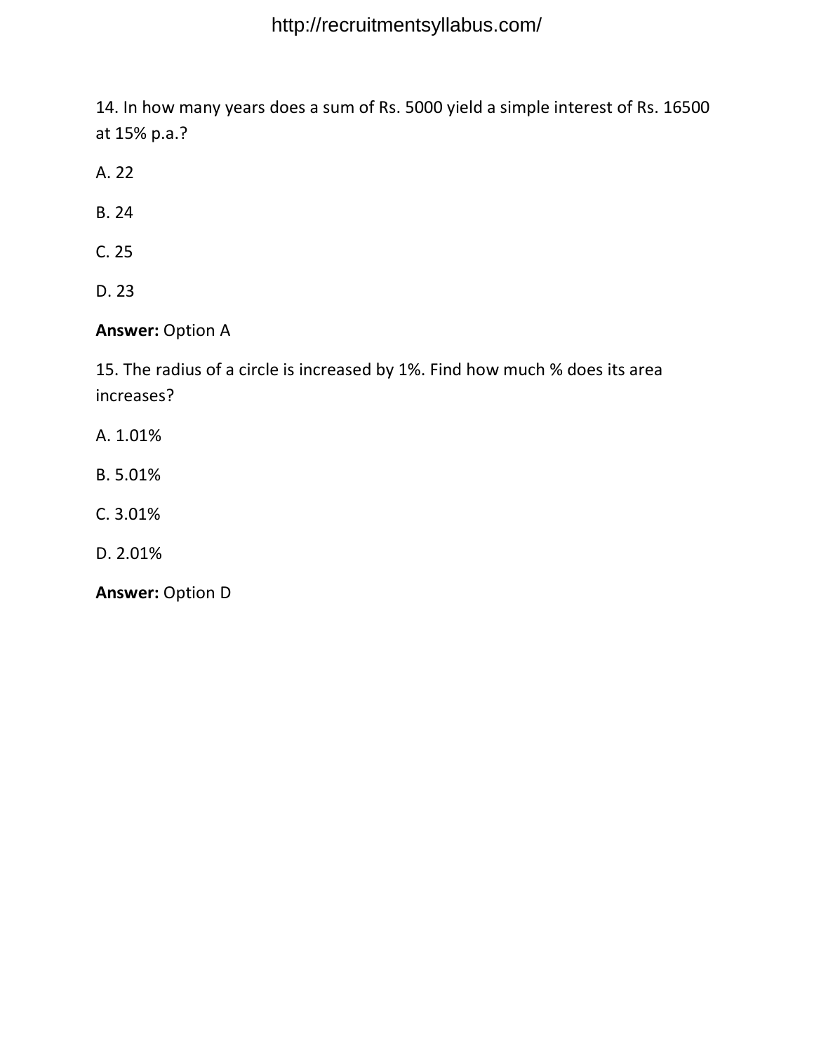14. In how many years does a sum of Rs. 5000 yield a simple interest of Rs. 16500 at 15% p.a.?

A. 22

B. 24

C. 25

D. 23

**Answer:** Option A

15. The radius of a circle is increased by 1%. Find how much % does its area increases?

A. 1.01%

B. 5.01%

C. 3.01%

D. 2.01%

**Answer:** Option D